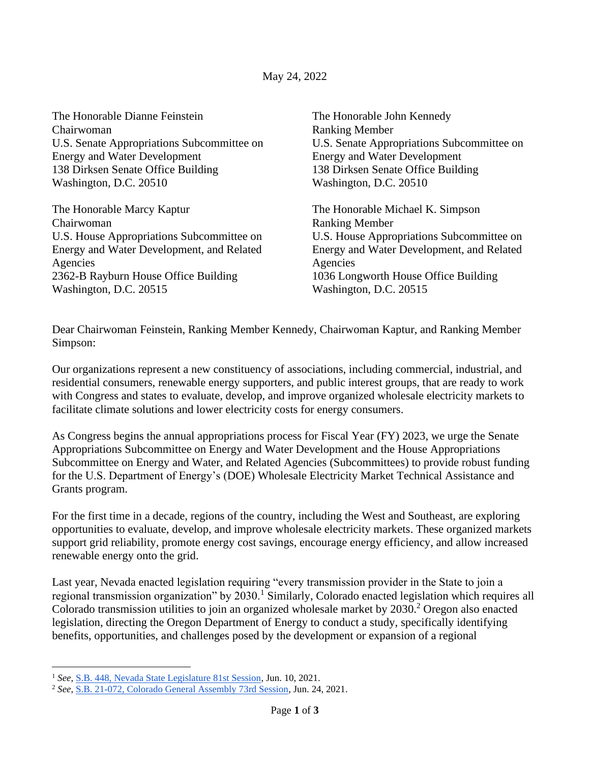May 24, 2022

The Honorable Dianne Feinstein
Chairwoman
U.S. Senate Appropriations Subcommittee on Energy and Water Development
138 Dirksen Senate Office Building
Washington, D.C. 20510

The Honorable John Kennedy
Ranking Member
U.S. Senate Appropriations Subcommittee on Energy and Water Development
138 Dirksen Senate Office Building
Washington, D.C. 20510

The Honorable Marcy Kaptur
Chairwoman
U.S. House Appropriations Subcommittee on Energy and Water Development, and Related Agencies
2362-B Rayburn House Office Building
Washington, D.C. 20515

The Honorable Michael K. Simpson
Ranking Member
U.S. House Appropriations Subcommittee on Energy and Water Development, and Related Agencies
1036 Longworth House Office Building
Washington, D.C. 20515

Dear Chairwoman Feinstein, Ranking Member Kennedy, Chairwoman Kaptur, and Ranking Member Simpson:

Our organizations represent a new constituency of associations, including commercial, industrial, and residential consumers, renewable energy supporters, and public interest groups, that are ready to work with Congress and states to evaluate, develop, and improve organized wholesale electricity markets to facilitate climate solutions and lower electricity costs for energy consumers.

As Congress begins the annual appropriations process for Fiscal Year (FY) 2023, we urge the Senate Appropriations Subcommittee on Energy and Water Development and the House Appropriations Subcommittee on Energy and Water, and Related Agencies (Subcommittees) to provide robust funding for the U.S. Department of Energy's (DOE) Wholesale Electricity Market Technical Assistance and Grants program.

For the first time in a decade, regions of the country, including the West and Southeast, are exploring opportunities to evaluate, develop, and improve wholesale electricity markets. These organized markets support grid reliability, promote energy cost savings, encourage energy efficiency, and allow increased renewable energy onto the grid.

Last year, Nevada enacted legislation requiring "every transmission provider in the State to join a regional transmission organization" by 2030.[1] Similarly, Colorado enacted legislation which requires all Colorado transmission utilities to join an organized wholesale market by 2030.[2] Oregon also enacted legislation, directing the Oregon Department of Energy to conduct a study, specifically identifying benefits, opportunities, and challenges posed by the development or expansion of a regional

[1] *See*, S.B. 448, Nevada State Legislature 81st Session, Jun. 10, 2021.

[2] *See*, S.B. 21-072, Colorado General Assembly 73rd Session, Jun. 24, 2021.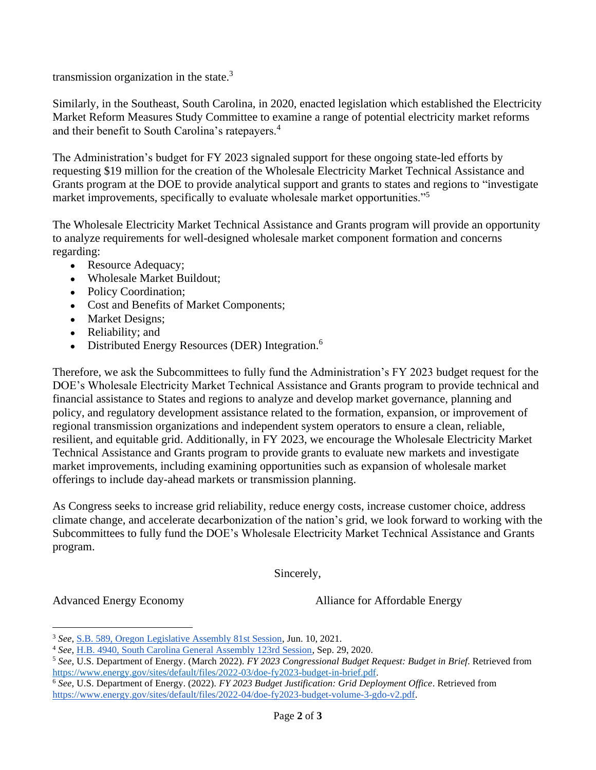transmission organization in the state.[3]

Similarly, in the Southeast, South Carolina, in 2020, enacted legislation which established the Electricity Market Reform Measures Study Committee to examine a range of potential electricity market reforms and their benefit to South Carolina's ratepayers.[4]

The Administration's budget for FY 2023 signaled support for these ongoing state-led efforts by requesting $19 million for the creation of the Wholesale Electricity Market Technical Assistance and Grants program at the DOE to provide analytical support and grants to states and regions to "investigate market improvements, specifically to evaluate wholesale market opportunities."[5]

The Wholesale Electricity Market Technical Assistance and Grants program will provide an opportunity to analyze requirements for well-designed wholesale market component formation and concerns regarding:

- Resource Adequacy;
- Wholesale Market Buildout;
- Policy Coordination;
- Cost and Benefits of Market Components;
- Market Designs;
- Reliability; and
- Distributed Energy Resources (DER) Integration.[6]

Therefore, we ask the Subcommittees to fully fund the Administration's FY 2023 budget request for the DOE's Wholesale Electricity Market Technical Assistance and Grants program to provide technical and financial assistance to States and regions to analyze and develop market governance, planning and policy, and regulatory development assistance related to the formation, expansion, or improvement of regional transmission organizations and independent system operators to ensure a clean, reliable, resilient, and equitable grid. Additionally, in FY 2023, we encourage the Wholesale Electricity Market Technical Assistance and Grants program to provide grants to evaluate new markets and investigate market improvements, including examining opportunities such as expansion of wholesale market offerings to include day-ahead markets or transmission planning.

As Congress seeks to increase grid reliability, reduce energy costs, increase customer choice, address climate change, and accelerate decarbonization of the nation's grid, we look forward to working with the Subcommittees to fully fund the DOE's Wholesale Electricity Market Technical Assistance and Grants program.

Sincerely,

Advanced Energy Economy

Alliance for Affordable Energy

---

[3] *See*, S.B. 589, Oregon Legislative Assembly 81st Session, Jun. 10, 2021.

[4] *See*, H.B. 4940, South Carolina General Assembly 123rd Session, Sep. 29, 2020.

[5] *See*, U.S. Department of Energy. (March 2022). *FY 2023 Congressional Budget Request: Budget in Brief*. Retrieved from https://www.energy.gov/sites/default/files/2022-03/doe-fy2023-budget-in-brief.pdf.

[6] *See*, U.S. Department of Energy. (2022). *FY 2023 Budget Justification: Grid Deployment Office*. Retrieved from https://www.energy.gov/sites/default/files/2022-04/doe-fy2023-budget-volume-3-gdo-v2.pdf.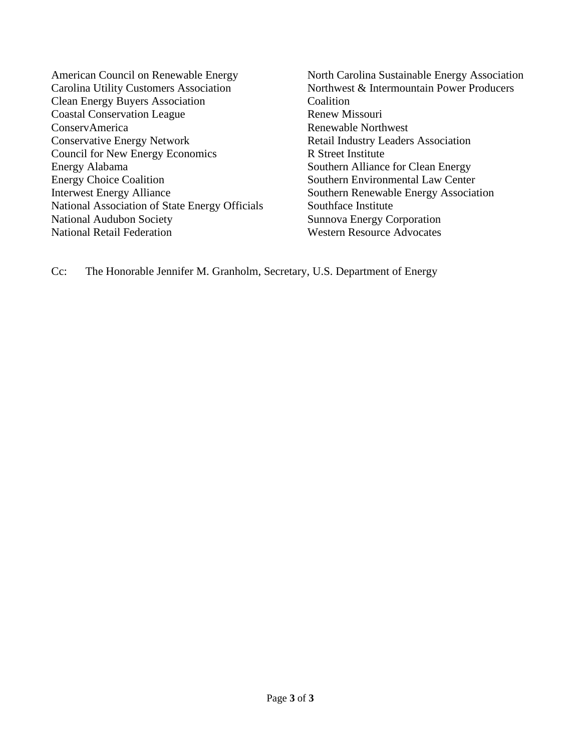American Council on Renewable Energy
Carolina Utility Customers Association
Clean Energy Buyers Association
Coastal Conservation League
ConservAmerica
Conservative Energy Network
Council for New Energy Economics
Energy Alabama
Energy Choice Coalition
Interwest Energy Alliance
National Association of State Energy Officials
National Audubon Society
National Retail Federation
North Carolina Sustainable Energy Association
Northwest & Intermountain Power Producers Coalition
Renew Missouri
Renewable Northwest
Retail Industry Leaders Association
R Street Institute
Southern Alliance for Clean Energy
Southern Environmental Law Center
Southern Renewable Energy Association
Southface Institute
Sunnova Energy Corporation
Western Resource Advocates

Cc: The Honorable Jennifer M. Granholm, Secretary, U.S. Department of Energy